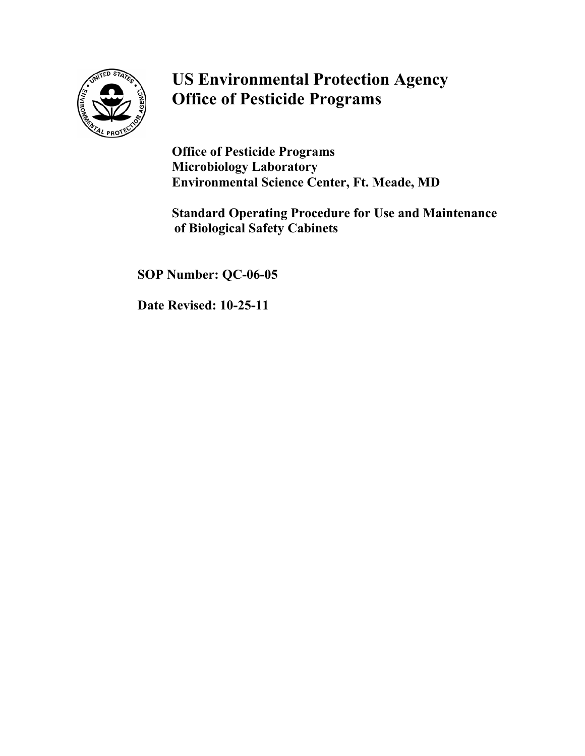# US Environmental Protection Agency
# Office of Pesticide Programs

**Office of Pesticide Programs**
**Microbiology Laboratory**
**Environmental Science Center, Ft. Meade, MD**

**Standard Operating Procedure for Use and Maintenance of Biological Safety Cabinets**

**SOP Number: QC-06-05**

**Date Revised: 10-25-11**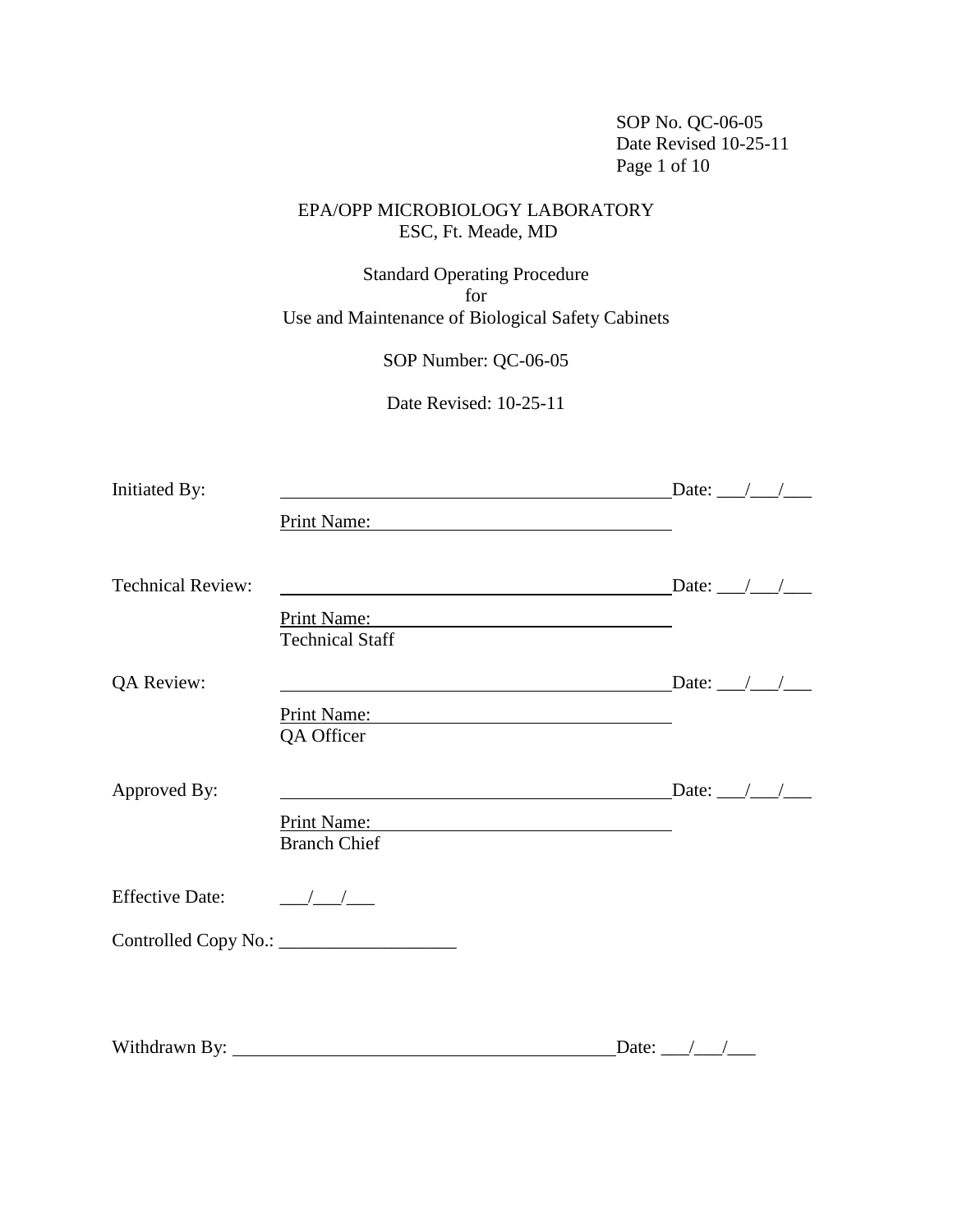SOP No. QC-06-05
Date Revised 10-25-11

EPA/OPP MICROBIOLOGY LABORATORY
ESC, Ft. Meade, MD

Standard Operating Procedure
for
Use and Maintenance of Biological Safety Cabinets

SOP Number: QC-06-05

Date Revised: 10-25-11

| | | |
|---|---|---|
| Initiated By: | ____________________________________________ | Date: ___/___/___ |
| | Print Name: ________________________________ | |
| Technical Review: | ____________________________________________ | Date: ___/___/___ |
| | Print Name: ________________________________<br>Technical Staff | |
| QA Review: | ____________________________________________ | Date: ___/___/___ |
| | Print Name: ________________________________<br>QA Officer | |
| Approved By: | ____________________________________________ | Date: ___/___/___ |
| | Print Name: ________________________________<br>Branch Chief | |

Effective Date: ___/___/___

Controlled Copy No.: ___________________

Withdrawn By: ________________________________________ Date: ___/___/___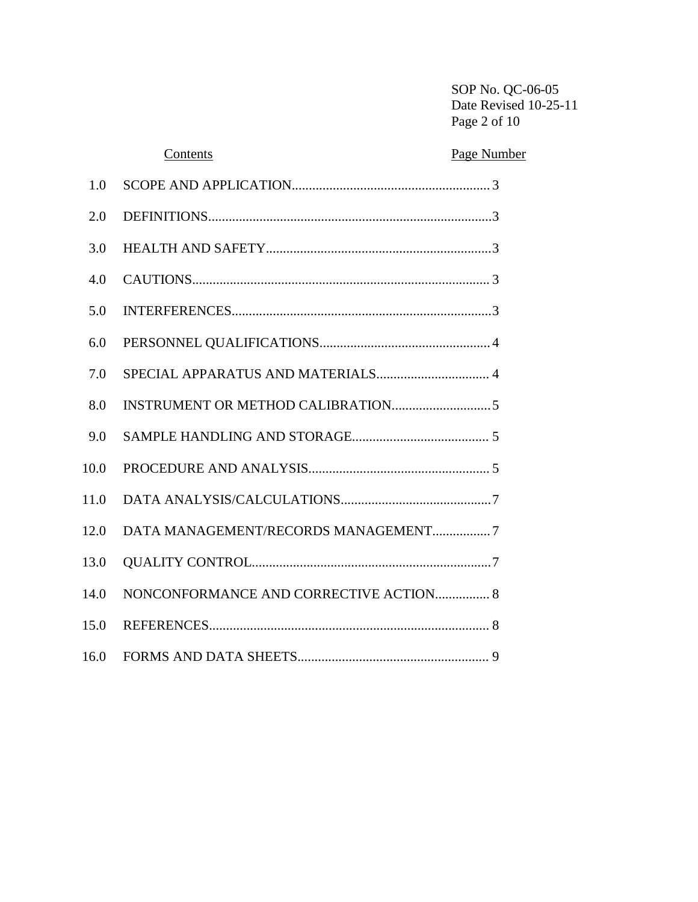| Contents | | Page Number |
|---|---|---|
| 1.0 | SCOPE AND APPLICATION | 3 |
| 2.0 | DEFINITIONS | 3 |
| 3.0 | HEALTH AND SAFETY | 3 |
| 4.0 | CAUTIONS | 3 |
| 5.0 | INTERFERENCES | 3 |
| 6.0 | PERSONNEL QUALIFICATIONS | 4 |
| 7.0 | SPECIAL APPARATUS AND MATERIALS | 4 |
| 8.0 | INSTRUMENT OR METHOD CALIBRATION | 5 |
| 9.0 | SAMPLE HANDLING AND STORAGE | 5 |
| 10.0 | PROCEDURE AND ANALYSIS | 5 |
| 11.0 | DATA ANALYSIS/CALCULATIONS | 7 |
| 12.0 | DATA MANAGEMENT/RECORDS MANAGEMENT | 7 |
| 13.0 | QUALITY CONTROL | 7 |
| 14.0 | NONCONFORMANCE AND CORRECTIVE ACTION | 8 |
| 15.0 | REFERENCES | 8 |
| 16.0 | FORMS AND DATA SHEETS | 9 |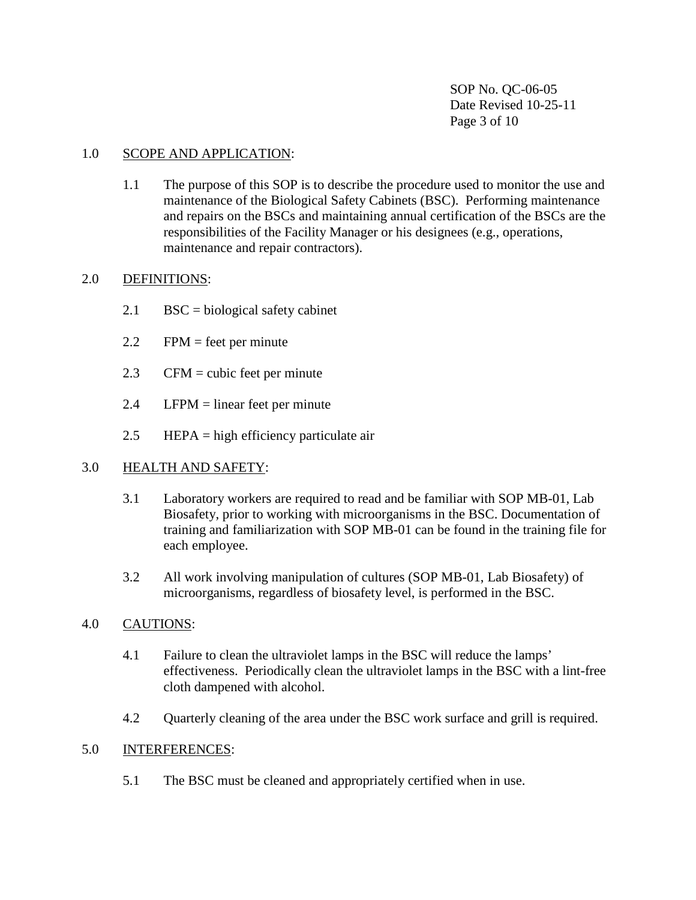## 1.0 SCOPE AND APPLICATION:

1.1 The purpose of this SOP is to describe the procedure used to monitor the use and maintenance of the Biological Safety Cabinets (BSC). Performing maintenance and repairs on the BSCs and maintaining annual certification of the BSCs are the responsibilities of the Facility Manager or his designees (e.g., operations, maintenance and repair contractors).

## 2.0 DEFINITIONS:

2.1 BSC = biological safety cabinet

2.2 FPM = feet per minute

2.3 CFM = cubic feet per minute

2.4 LFPM = linear feet per minute

2.5 HEPA = high efficiency particulate air

## 3.0 HEALTH AND SAFETY:

3.1 Laboratory workers are required to read and be familiar with SOP MB-01, Lab Biosafety, prior to working with microorganisms in the BSC. Documentation of training and familiarization with SOP MB-01 can be found in the training file for each employee.

3.2 All work involving manipulation of cultures (SOP MB-01, Lab Biosafety) of microorganisms, regardless of biosafety level, is performed in the BSC.

## 4.0 CAUTIONS:

4.1 Failure to clean the ultraviolet lamps in the BSC will reduce the lamps' effectiveness. Periodically clean the ultraviolet lamps in the BSC with a lint-free cloth dampened with alcohol.

4.2 Quarterly cleaning of the area under the BSC work surface and grill is required.

## 5.0 INTERFERENCES:

5.1 The BSC must be cleaned and appropriately certified when in use.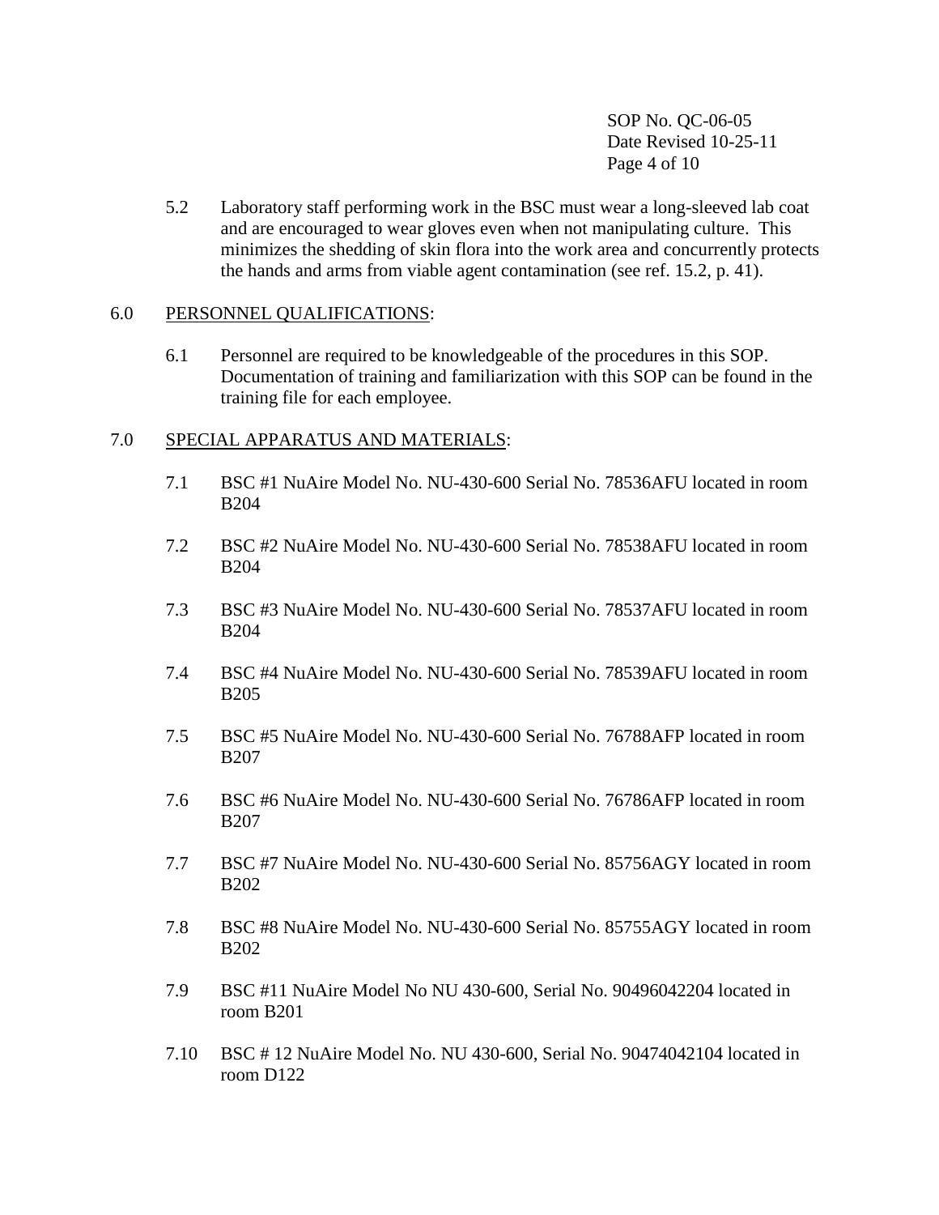5.2 Laboratory staff performing work in the BSC must wear a long-sleeved lab coat and are encouraged to wear gloves even when not manipulating culture. This minimizes the shedding of skin flora into the work area and concurrently protects the hands and arms from viable agent contamination (see ref. 15.2, p. 41).

## 6.0 PERSONNEL QUALIFICATIONS:

6.1 Personnel are required to be knowledgeable of the procedures in this SOP. Documentation of training and familiarization with this SOP can be found in the training file for each employee.

## 7.0 SPECIAL APPARATUS AND MATERIALS:

7.1 BSC #1 NuAire Model No. NU-430-600 Serial No. 78536AFU located in room B204

7.2 BSC #2 NuAire Model No. NU-430-600 Serial No. 78538AFU located in room B204

7.3 BSC #3 NuAire Model No. NU-430-600 Serial No. 78537AFU located in room B204

7.4 BSC #4 NuAire Model No. NU-430-600 Serial No. 78539AFU located in room B205

7.5 BSC #5 NuAire Model No. NU-430-600 Serial No. 76788AFP located in room B207

7.6 BSC #6 NuAire Model No. NU-430-600 Serial No. 76786AFP located in room B207

7.7 BSC #7 NuAire Model No. NU-430-600 Serial No. 85756AGY located in room B202

7.8 BSC #8 NuAire Model No. NU-430-600 Serial No. 85755AGY located in room B202

7.9 BSC #11 NuAire Model No NU 430-600, Serial No. 90496042204 located in room B201

7.10 BSC # 12 NuAire Model No. NU 430-600, Serial No. 90474042104 located in room D122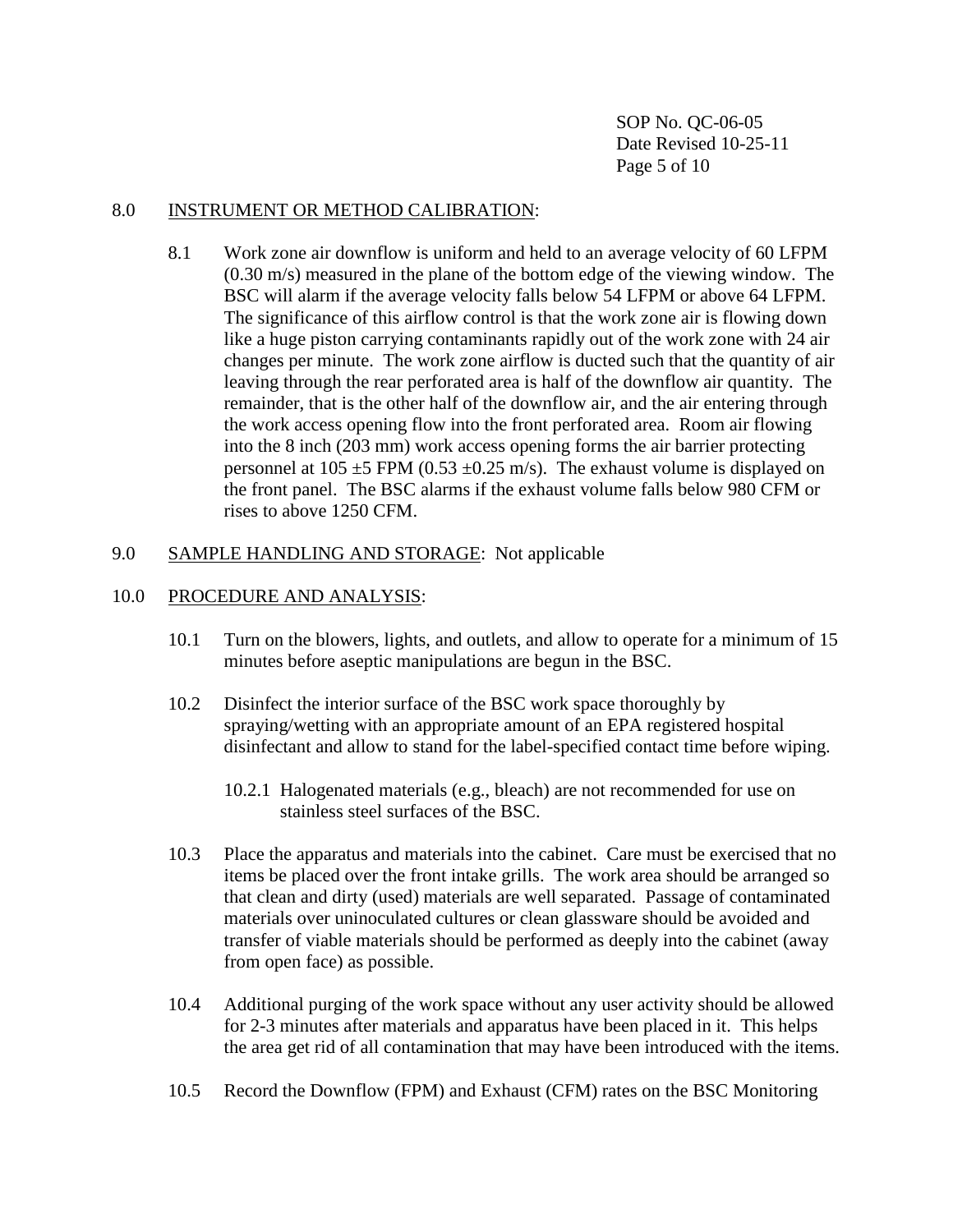## 8.0 INSTRUMENT OR METHOD CALIBRATION:

8.1 Work zone air downflow is uniform and held to an average velocity of 60 LFPM (0.30 m/s) measured in the plane of the bottom edge of the viewing window. The BSC will alarm if the average velocity falls below 54 LFPM or above 64 LFPM. The significance of this airflow control is that the work zone air is flowing down like a huge piston carrying contaminants rapidly out of the work zone with 24 air changes per minute. The work zone airflow is ducted such that the quantity of air leaving through the rear perforated area is half of the downflow air quantity. The remainder, that is the other half of the downflow air, and the air entering through the work access opening flow into the front perforated area. Room air flowing into the 8 inch (203 mm) work access opening forms the air barrier protecting personnel at 105 ±5 FPM (0.53 ±0.25 m/s). The exhaust volume is displayed on the front panel. The BSC alarms if the exhaust volume falls below 980 CFM or rises to above 1250 CFM.

## 9.0 SAMPLE HANDLING AND STORAGE: Not applicable

## 10.0 PROCEDURE AND ANALYSIS:

10.1 Turn on the blowers, lights, and outlets, and allow to operate for a minimum of 15 minutes before aseptic manipulations are begun in the BSC.

10.2 Disinfect the interior surface of the BSC work space thoroughly by spraying/wetting with an appropriate amount of an EPA registered hospital disinfectant and allow to stand for the label-specified contact time before wiping.

10.2.1 Halogenated materials (e.g., bleach) are not recommended for use on stainless steel surfaces of the BSC.

10.3 Place the apparatus and materials into the cabinet. Care must be exercised that no items be placed over the front intake grills. The work area should be arranged so that clean and dirty (used) materials are well separated. Passage of contaminated materials over uninoculated cultures or clean glassware should be avoided and transfer of viable materials should be performed as deeply into the cabinet (away from open face) as possible.

10.4 Additional purging of the work space without any user activity should be allowed for 2-3 minutes after materials and apparatus have been placed in it. This helps the area get rid of all contamination that may have been introduced with the items.

10.5 Record the Downflow (FPM) and Exhaust (CFM) rates on the BSC Monitoring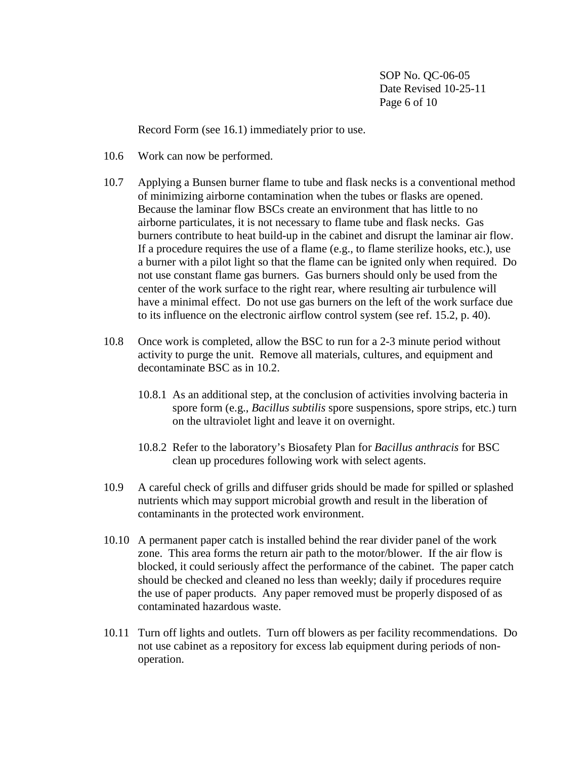Record Form (see 16.1) immediately prior to use.

10.6 Work can now be performed.

10.7 Applying a Bunsen burner flame to tube and flask necks is a conventional method of minimizing airborne contamination when the tubes or flasks are opened. Because the laminar flow BSCs create an environment that has little to no airborne particulates, it is not necessary to flame tube and flask necks. Gas burners contribute to heat build-up in the cabinet and disrupt the laminar air flow. If a procedure requires the use of a flame (e.g., to flame sterilize hooks, etc.), use a burner with a pilot light so that the flame can be ignited only when required. Do not use constant flame gas burners. Gas burners should only be used from the center of the work surface to the right rear, where resulting air turbulence will have a minimal effect. Do not use gas burners on the left of the work surface due to its influence on the electronic airflow control system (see ref. 15.2, p. 40).

10.8 Once work is completed, allow the BSC to run for a 2-3 minute period without activity to purge the unit. Remove all materials, cultures, and equipment and decontaminate BSC as in 10.2.

   10.8.1 As an additional step, at the conclusion of activities involving bacteria in spore form (e.g., *Bacillus subtilis* spore suspensions, spore strips, etc.) turn on the ultraviolet light and leave it on overnight.

   10.8.2 Refer to the laboratory's Biosafety Plan for *Bacillus anthracis* for BSC clean up procedures following work with select agents.

10.9 A careful check of grills and diffuser grids should be made for spilled or splashed nutrients which may support microbial growth and result in the liberation of contaminants in the protected work environment.

10.10 A permanent paper catch is installed behind the rear divider panel of the work zone. This area forms the return air path to the motor/blower. If the air flow is blocked, it could seriously affect the performance of the cabinet. The paper catch should be checked and cleaned no less than weekly; daily if procedures require the use of paper products. Any paper removed must be properly disposed of as contaminated hazardous waste.

10.11 Turn off lights and outlets. Turn off blowers as per facility recommendations. Do not use cabinet as a repository for excess lab equipment during periods of non-operation.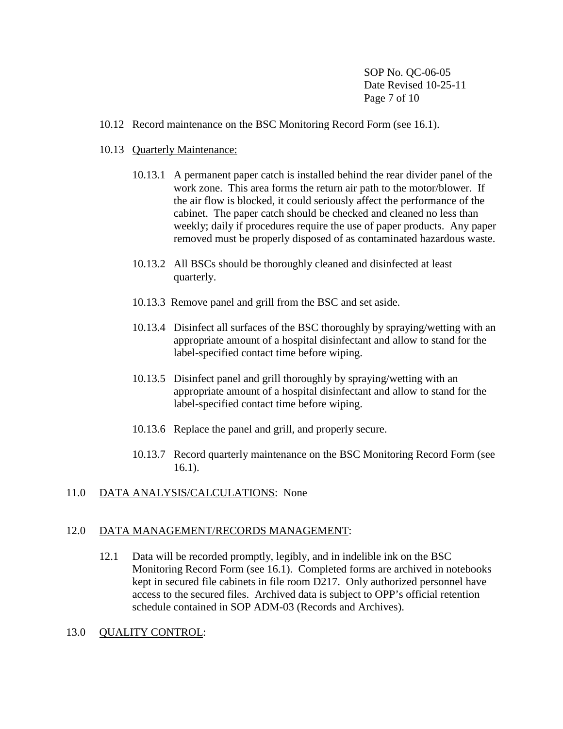10.12 Record maintenance on the BSC Monitoring Record Form (see 16.1).

10.13 Quarterly Maintenance:

10.13.1 A permanent paper catch is installed behind the rear divider panel of the work zone. This area forms the return air path to the motor/blower. If the air flow is blocked, it could seriously affect the performance of the cabinet. The paper catch should be checked and cleaned no less than weekly; daily if procedures require the use of paper products. Any paper removed must be properly disposed of as contaminated hazardous waste.

10.13.2 All BSCs should be thoroughly cleaned and disinfected at least quarterly.

10.13.3 Remove panel and grill from the BSC and set aside.

10.13.4 Disinfect all surfaces of the BSC thoroughly by spraying/wetting with an appropriate amount of a hospital disinfectant and allow to stand for the label-specified contact time before wiping.

10.13.5 Disinfect panel and grill thoroughly by spraying/wetting with an appropriate amount of a hospital disinfectant and allow to stand for the label-specified contact time before wiping.

10.13.6 Replace the panel and grill, and properly secure.

10.13.7 Record quarterly maintenance on the BSC Monitoring Record Form (see 16.1).

## 11.0 DATA ANALYSIS/CALCULATIONS: None

## 12.0 DATA MANAGEMENT/RECORDS MANAGEMENT:

12.1 Data will be recorded promptly, legibly, and in indelible ink on the BSC Monitoring Record Form (see 16.1). Completed forms are archived in notebooks kept in secured file cabinets in file room D217. Only authorized personnel have access to the secured files. Archived data is subject to OPP's official retention schedule contained in SOP ADM-03 (Records and Archives).

## 13.0 QUALITY CONTROL: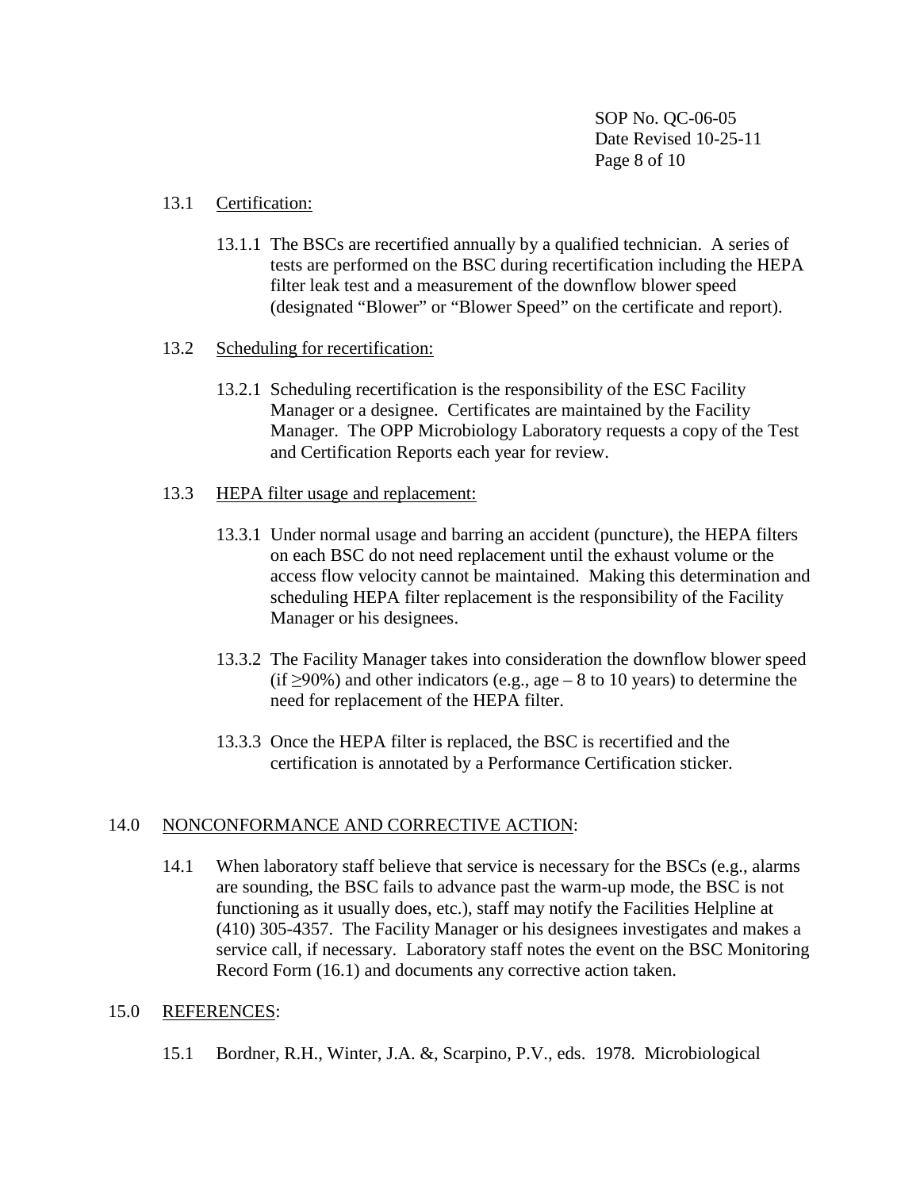13.1 Certification:

13.1.1 The BSCs are recertified annually by a qualified technician. A series of tests are performed on the BSC during recertification including the HEPA filter leak test and a measurement of the downflow blower speed (designated "Blower" or "Blower Speed" on the certificate and report).

13.2 Scheduling for recertification:

13.2.1 Scheduling recertification is the responsibility of the ESC Facility Manager or a designee. Certificates are maintained by the Facility Manager. The OPP Microbiology Laboratory requests a copy of the Test and Certification Reports each year for review.

13.3 HEPA filter usage and replacement:

13.3.1 Under normal usage and barring an accident (puncture), the HEPA filters on each BSC do not need replacement until the exhaust volume or the access flow velocity cannot be maintained. Making this determination and scheduling HEPA filter replacement is the responsibility of the Facility Manager or his designees.

13.3.2 The Facility Manager takes into consideration the downflow blower speed (if $\geq$90%) and other indicators (e.g., age – 8 to 10 years) to determine the need for replacement of the HEPA filter.

13.3.3 Once the HEPA filter is replaced, the BSC is recertified and the certification is annotated by a Performance Certification sticker.

## 14.0 NONCONFORMANCE AND CORRECTIVE ACTION:

14.1 When laboratory staff believe that service is necessary for the BSCs (e.g., alarms are sounding, the BSC fails to advance past the warm-up mode, the BSC is not functioning as it usually does, etc.), staff may notify the Facilities Helpline at (410) 305-4357. The Facility Manager or his designees investigates and makes a service call, if necessary. Laboratory staff notes the event on the BSC Monitoring Record Form (16.1) and documents any corrective action taken.

## 15.0 REFERENCES:

15.1 Bordner, R.H., Winter, J.A. &, Scarpino, P.V., eds. 1978. Microbiological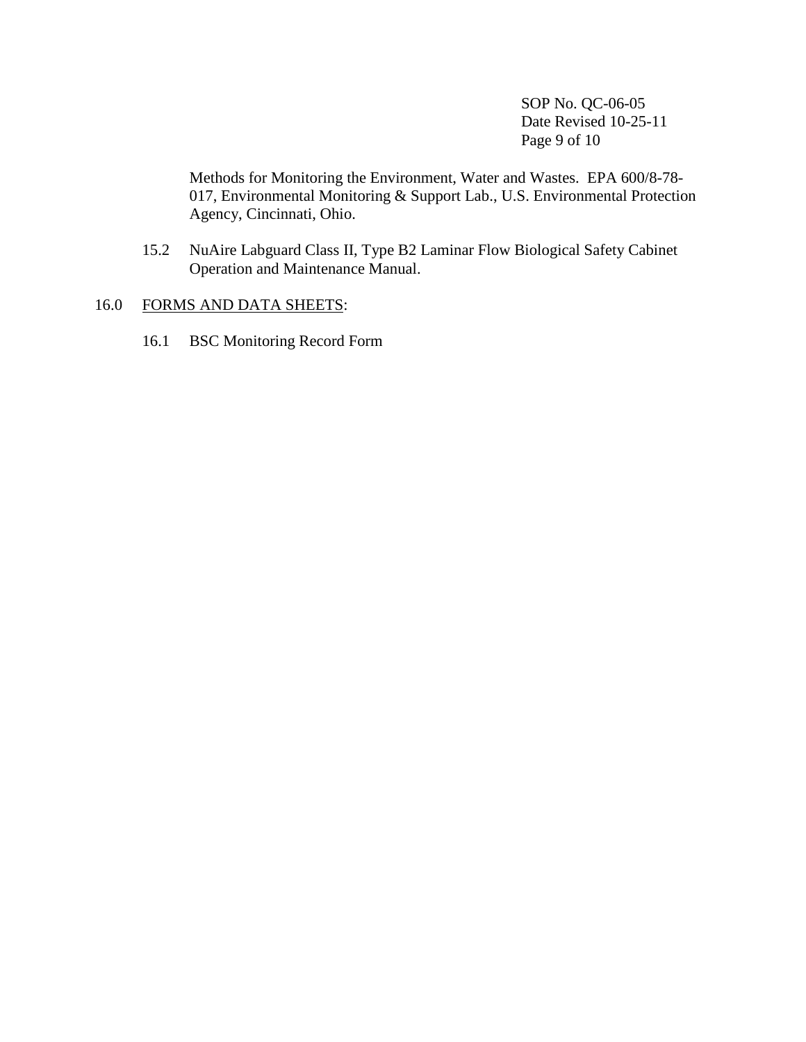Methods for Monitoring the Environment, Water and Wastes. EPA 600/8-78-017, Environmental Monitoring & Support Lab., U.S. Environmental Protection Agency, Cincinnati, Ohio.

15.2 NuAire Labguard Class II, Type B2 Laminar Flow Biological Safety Cabinet Operation and Maintenance Manual.

## 16.0 FORMS AND DATA SHEETS:

16.1 BSC Monitoring Record Form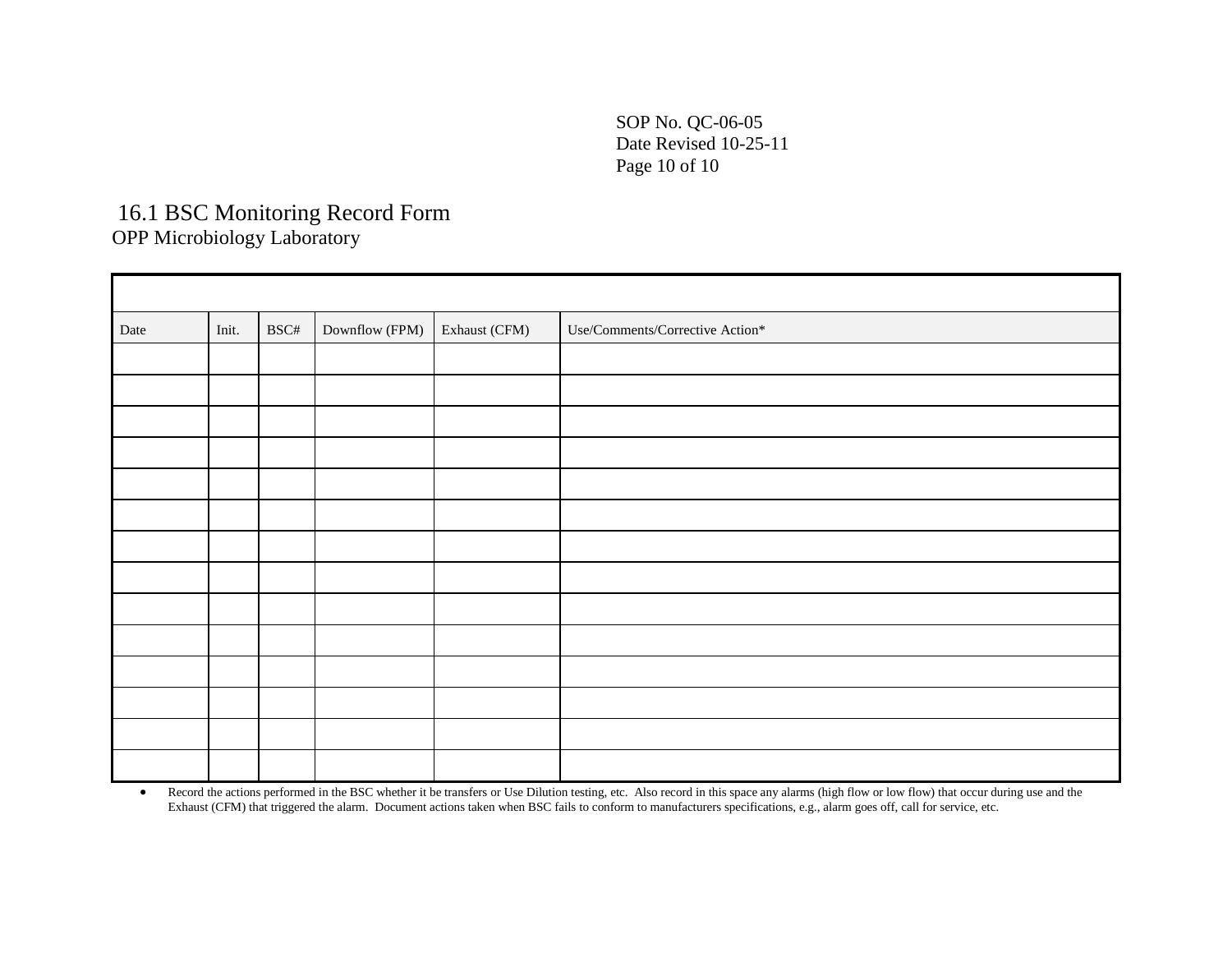## 16.1 BSC Monitoring Record Form

OPP Microbiology Laboratory

| Date | Init. | BSC# | Downflow (FPM) | Exhaust (CFM) | Use/Comments/Corrective Action* |
|---|---|---|---|---|---|
| | | | | | |
| | | | | | |
| | | | | | |
| | | | | | |
| | | | | | |
| | | | | | |
| | | | | | |
| | | | | | |
| | | | | | |
| | | | | | |
| | | | | | |
| | | | | | |
| | | | | | |
| | | | | | |

- Record the actions performed in the BSC whether it be transfers or Use Dilution testing, etc. Also record in this space any alarms (high flow or low flow) that occur during use and the Exhaust (CFM) that triggered the alarm. Document actions taken when BSC fails to conform to manufacturers specifications, e.g., alarm goes off, call for service, etc.